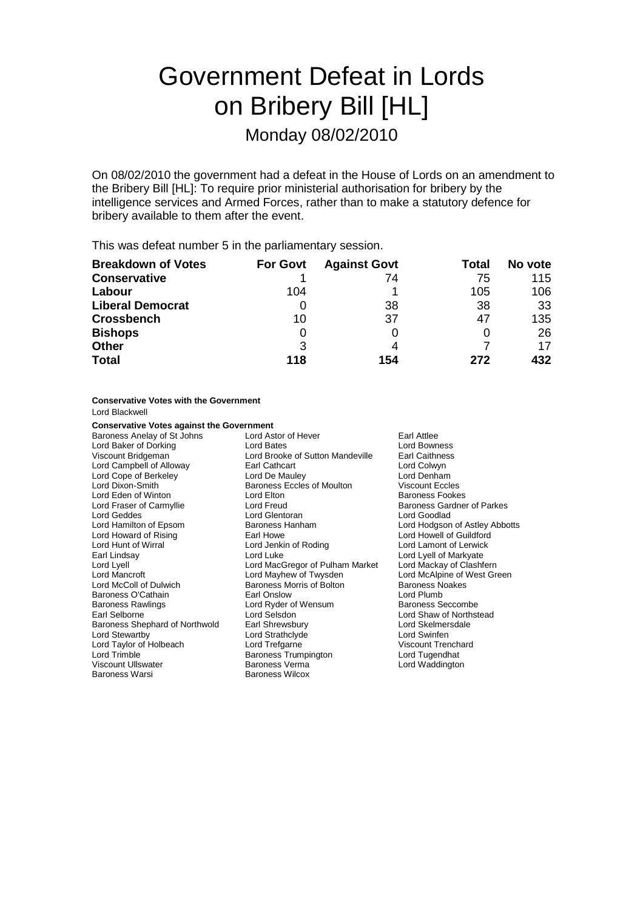# Government Defeat in Lords on Bribery Bill [HL]

Monday 08/02/2010

On 08/02/2010 the government had a defeat in the House of Lords on an amendment to the Bribery Bill [HL]: To require prior ministerial authorisation for bribery by the intelligence services and Armed Forces, rather than to make a statutory defence for bribery available to them after the event.

This was defeat number 5 in the parliamentary session.

| Breakdown of Votes | For Govt | Against Govt | Total | No vote |
| --- | --- | --- | --- | --- |
| **Conservative** | 1 | 74 | 75 | 115 |
| **Labour** | 104 | 1 | 105 | 106 |
| **Liberal Democrat** | 0 | 38 | 38 | 33 |
| **Crossbench** | 10 | 37 | 47 | 135 |
| **Bishops** | 0 | 0 | 0 | 26 |
| **Other** | 3 | 4 | 7 | 17 |
| **Total** | **118** | **154** | **272** | **432** |

**Conservative Votes with the Government**

Lord Blackwell

**Conservative Votes against the Government**

Baroness Anelay of St Johns
Lord Astor of Hever
Earl Attlee
Lord Baker of Dorking
Lord Bates
Lord Bowness
Viscount Bridgeman
Lord Brooke of Sutton Mandeville
Earl Caithness
Lord Campbell of Alloway
Earl Cathcart
Lord Colwyn
Lord Cope of Berkeley
Lord De Mauley
Lord Denham
Lord Dixon-Smith
Baroness Eccles of Moulton
Viscount Eccles
Lord Eden of Winton
Lord Elton
Baroness Fookes
Lord Fraser of Carmyllie
Lord Freud
Baroness Gardner of Parkes
Lord Geddes
Lord Glentoran
Lord Goodlad
Lord Hamilton of Epsom
Baroness Hanham
Lord Hodgson of Astley Abbotts
Lord Howard of Rising
Earl Howe
Lord Howell of Guildford
Lord Hunt of Wirral
Lord Jenkin of Roding
Lord Lamont of Lerwick
Earl Lindsay
Lord Luke
Lord Lyell of Markyate
Lord Lyell
Lord MacGregor of Pulham Market
Lord Mackay of Clashfern
Lord Mancroft
Lord Mayhew of Twysden
Lord McAlpine of West Green
Lord McColl of Dulwich
Baroness Morris of Bolton
Baroness Noakes
Baroness O'Cathain
Earl Onslow
Lord Plumb
Baroness Rawlings
Lord Ryder of Wensum
Baroness Seccombe
Earl Selborne
Lord Selsdon
Lord Shaw of Northstead
Baroness Shephard of Northwold
Earl Shrewsbury
Lord Skelmersdale
Lord Stewartby
Lord Strathclyde
Lord Swinfen
Lord Taylor of Holbeach
Lord Trefgarne
Viscount Trenchard
Lord Trimble
Baroness Trumpington
Lord Tugendhat
Viscount Ullswater
Baroness Verma
Lord Waddington
Baroness Warsi
Baroness Wilcox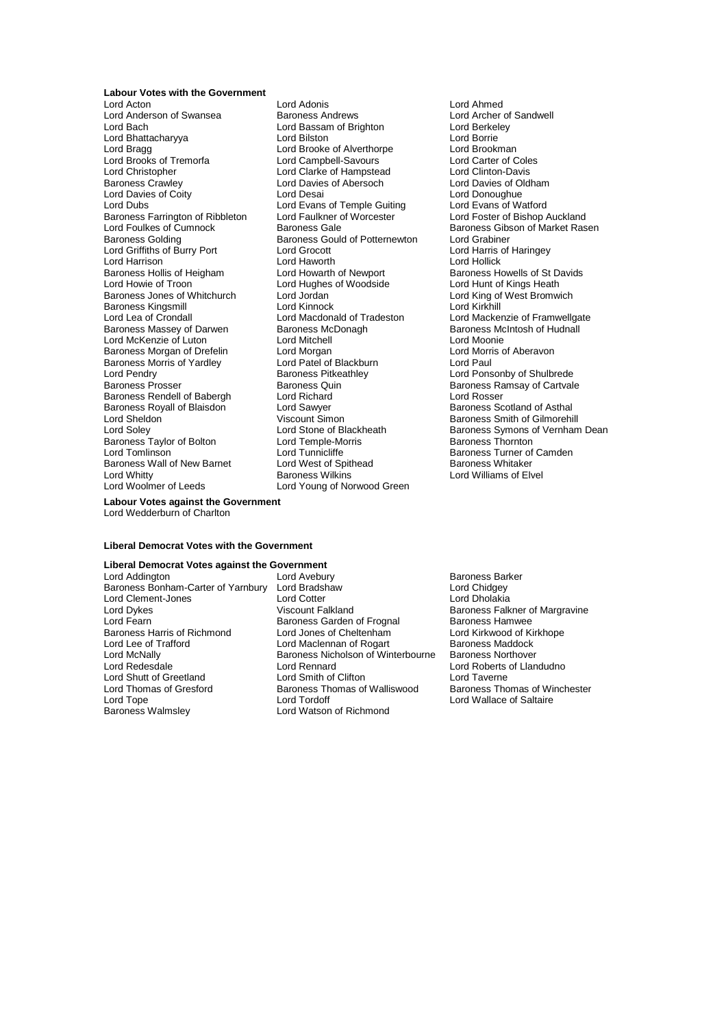**Labour Votes with the Government**

Lord Acton, Lord Adonis, Lord Ahmed, Lord Anderson of Swansea, Baroness Andrews, Lord Archer of Sandwell, Lord Bach, Lord Bassam of Brighton, Lord Berkeley, Lord Bhattacharyya, Lord Bilston, Lord Borrie, Lord Bragg, Lord Brooke of Alverthorpe, Lord Brookman, Lord Brooks of Tremorfa, Lord Campbell-Savours, Lord Carter of Coles, Lord Christopher, Lord Clarke of Hampstead, Lord Clinton-Davis, Baroness Crawley, Lord Davies of Abersoch, Lord Davies of Oldham, Lord Davies of Coity, Lord Desai, Lord Donoughue, Lord Dubs, Lord Evans of Temple Guiting, Lord Evans of Watford, Baroness Farrington of Ribbleton, Lord Faulkner of Worcester, Lord Foster of Bishop Auckland, Lord Foulkes of Cumnock, Baroness Gale, Baroness Gibson of Market Rasen, Baroness Golding, Baroness Gould of Potternewton, Lord Grabiner, Lord Griffiths of Burry Port, Lord Grocott, Lord Harris of Haringey, Lord Harrison, Lord Haworth, Lord Hollick, Baroness Hollis of Heigham, Lord Howarth of Newport, Baroness Howells of St Davids, Lord Howie of Troon, Lord Hughes of Woodside, Lord Hunt of Kings Heath, Baroness Jones of Whitchurch, Lord Jordan, Lord King of West Bromwich, Baroness Kingsmill, Lord Kinnock, Lord Kirkhill, Lord Lea of Crondall, Lord Macdonald of Tradeston, Lord Mackenzie of Framwellgate, Baroness Massey of Darwen, Baroness McDonagh, Baroness McIntosh of Hudnall, Lord McKenzie of Luton, Lord Mitchell, Lord Moonie, Baroness Morgan of Drefelin, Lord Morgan, Lord Morris of Aberavon, Baroness Morris of Yardley, Lord Patel of Blackburn, Lord Paul, Lord Pendry, Baroness Pitkeathley, Lord Ponsonby of Shulbrede, Baroness Prosser, Baroness Quin, Baroness Ramsay of Cartvale, Baroness Rendell of Babergh, Lord Richard, Lord Rosser, Baroness Royall of Blaisdon, Lord Sawyer, Baroness Scotland of Asthal, Lord Sheldon, Viscount Simon, Baroness Smith of Gilmorehill, Lord Soley, Lord Stone of Blackheath, Baroness Symons of Vernham Dean, Baroness Taylor of Bolton, Lord Temple-Morris, Baroness Thornton, Lord Tomlinson, Lord Tunnicliffe, Baroness Turner of Camden, Baroness Wall of New Barnet, Lord West of Spithead, Baroness Whitaker, Lord Whitty, Baroness Wilkins, Lord Williams of Elvel, Lord Woolmer of Leeds, Lord Young of Norwood Green

**Labour Votes against the Government**

Lord Wedderburn of Charlton

**Liberal Democrat Votes with the Government**

**Liberal Democrat Votes against the Government**

Lord Addington, Lord Avebury, Baroness Barker, Baroness Bonham-Carter of Yarnbury, Lord Bradshaw, Lord Chidgey, Lord Clement-Jones, Lord Cotter, Lord Dholakia, Lord Dykes, Viscount Falkland, Baroness Falkner of Margravine, Lord Fearn, Baroness Garden of Frognal, Baroness Hamwee, Baroness Harris of Richmond, Lord Jones of Cheltenham, Lord Kirkwood of Kirkhope, Lord Lee of Trafford, Lord Maclennan of Rogart, Baroness Maddock, Lord McNally, Baroness Nicholson of Winterbourne, Baroness Northover, Lord Redesdale, Lord Rennard, Lord Roberts of Llandudno, Lord Shutt of Greetland, Lord Smith of Clifton, Lord Taverne, Lord Thomas of Gresford, Baroness Thomas of Walliswood, Baroness Thomas of Winchester, Lord Tope, Lord Tordoff, Lord Wallace of Saltaire, Baroness Walmsley, Lord Watson of Richmond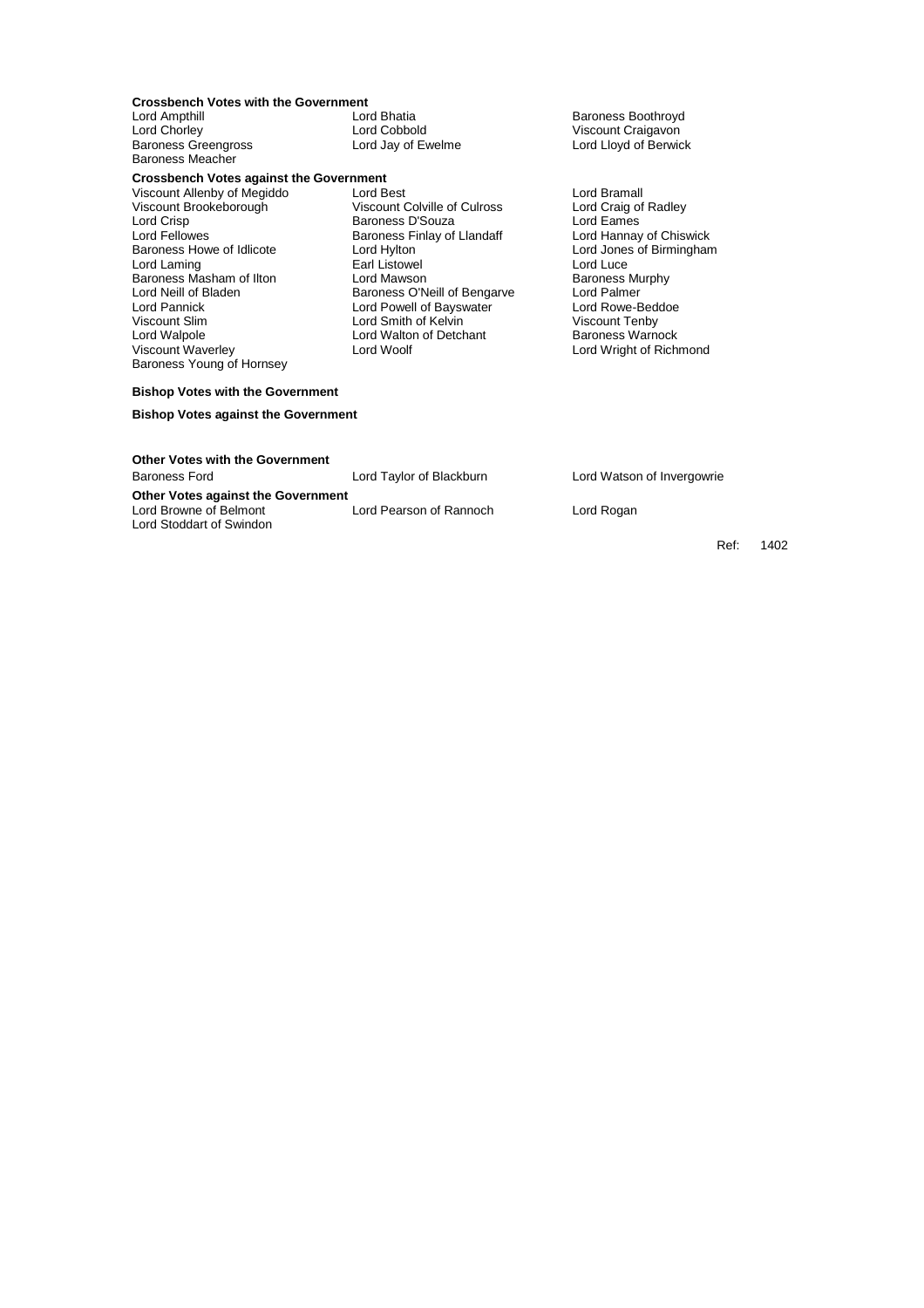**Crossbench Votes with the Government**

Lord Ampthill, Lord Bhatia, Baroness Boothroyd, Lord Chorley, Lord Cobbold, Viscount Craigavon, Baroness Greengross, Lord Jay of Ewelme, Lord Lloyd of Berwick, Baroness Meacher

**Crossbench Votes against the Government**

Viscount Allenby of Megiddo, Lord Best, Lord Bramall, Viscount Brookeborough, Viscount Colville of Culross, Lord Craig of Radley, Lord Crisp, Baroness D'Souza, Lord Eames, Lord Fellowes, Baroness Finlay of Llandaff, Lord Hannay of Chiswick, Baroness Howe of Idlicote, Lord Hylton, Lord Jones of Birmingham, Lord Laming, Earl Listowel, Lord Luce, Baroness Masham of Ilton, Lord Mawson, Baroness Murphy, Lord Neill of Bladen, Baroness O'Neill of Bengarve, Lord Palmer, Lord Pannick, Lord Powell of Bayswater, Lord Rowe-Beddoe, Viscount Slim, Lord Smith of Kelvin, Viscount Tenby, Lord Walpole, Lord Walton of Detchant, Baroness Warnock, Viscount Waverley, Lord Woolf, Lord Wright of Richmond, Baroness Young of Hornsey

**Bishop Votes with the Government**

**Bishop Votes against the Government**

**Other Votes with the Government**

Baroness Ford, Lord Taylor of Blackburn, Lord Watson of Invergowrie

**Other Votes against the Government**

Lord Browne of Belmont, Lord Pearson of Rannoch, Lord Rogan, Lord Stoddart of Swindon

Ref: 1402